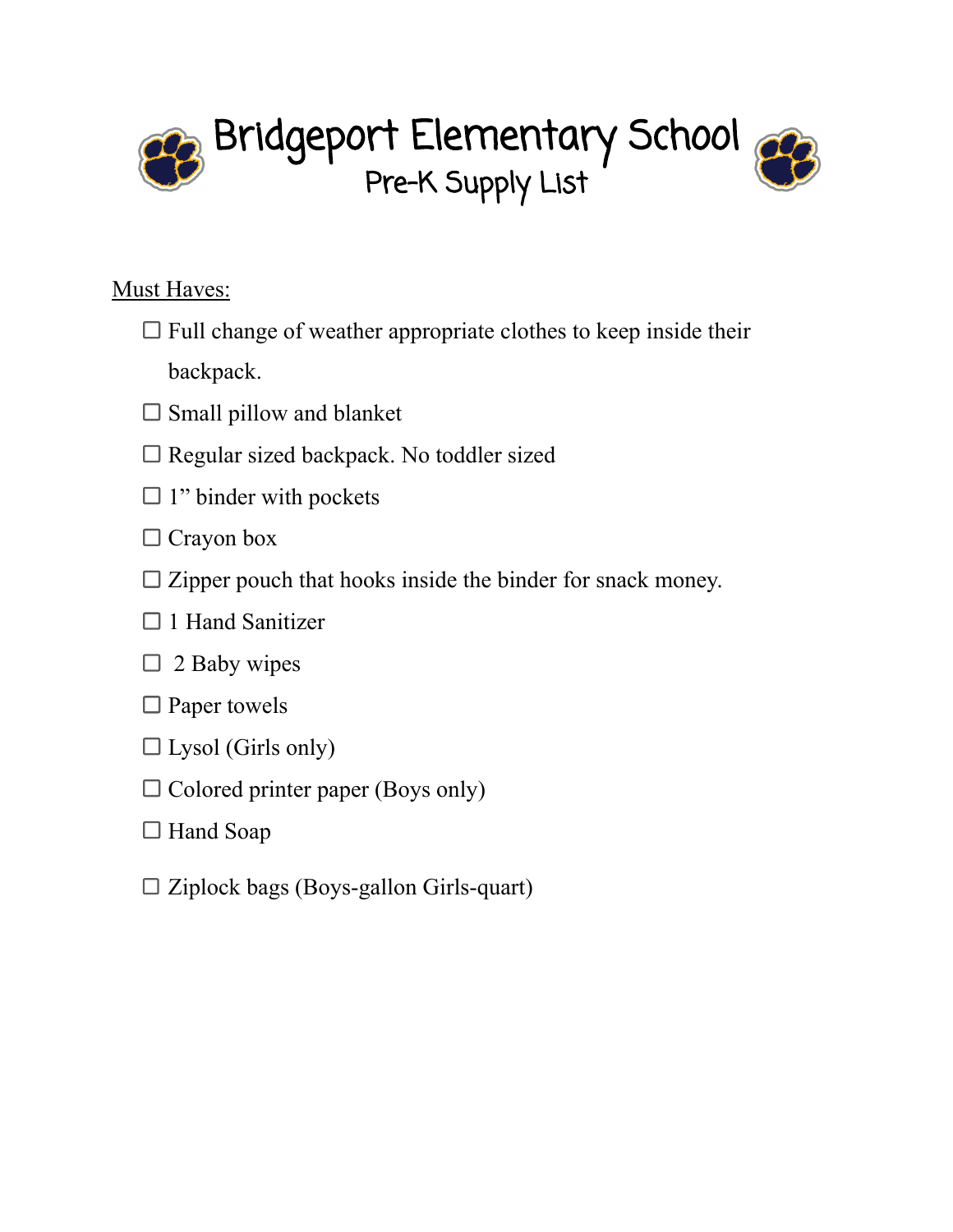# Bridgeport Elementary School

## Pre-K Supply List

Must Haves:

- ☐ Full change of weather appropriate clothes to keep inside their backpack.
- ☐ Small pillow and blanket
- ☐ Regular sized backpack. No toddler sized
- ☐ 1" binder with pockets
- ☐ Crayon box
- ☐ Zipper pouch that hooks inside the binder for snack money.
- ☐ 1 Hand Sanitizer
- ☐ 2 Baby wipes
- ☐ Paper towels
- ☐ Lysol (Girls only)
- ☐ Colored printer paper (Boys only)
- ☐ Hand Soap
- ☐ Ziplock bags (Boys-gallon Girls-quart)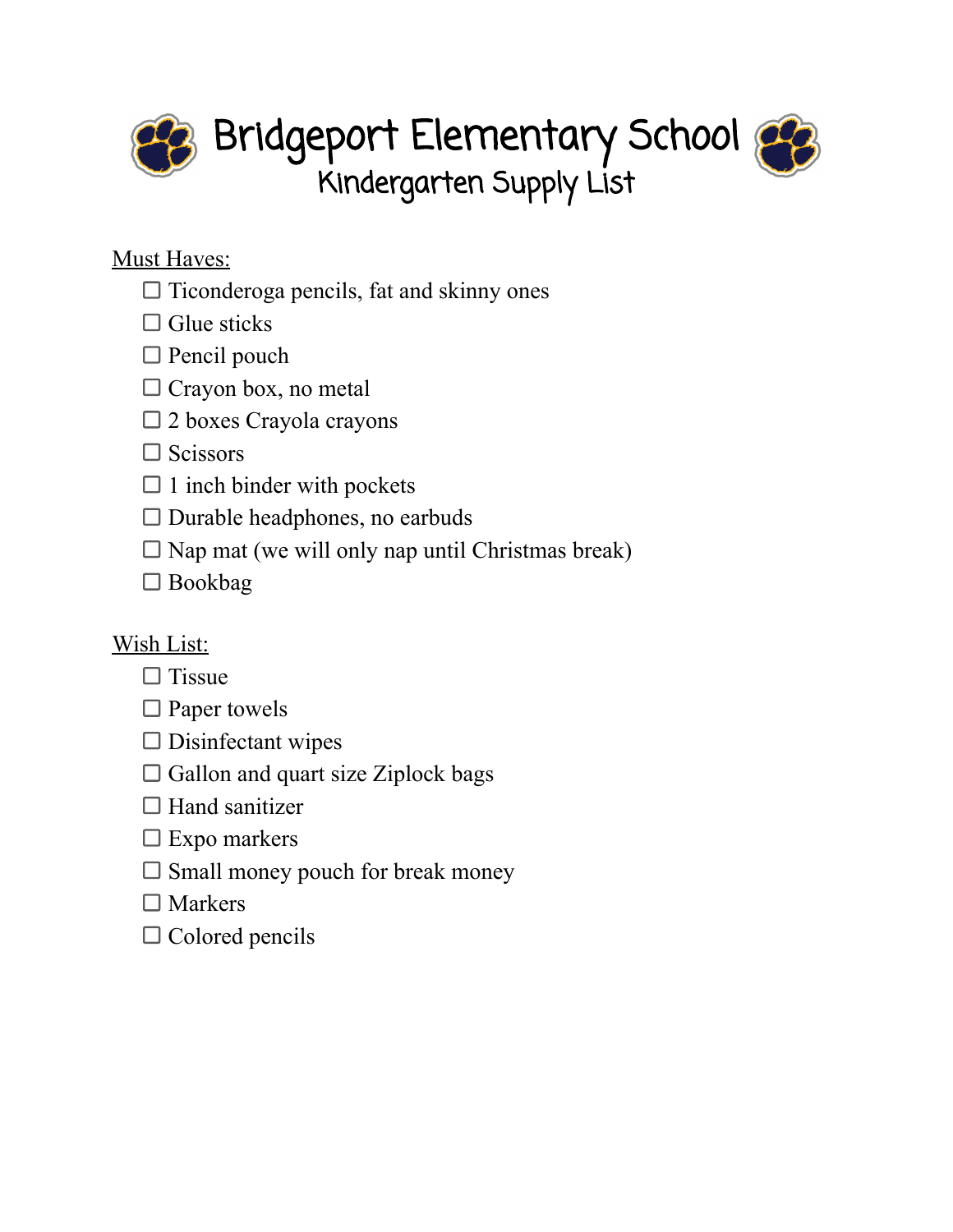# Bridgeport Elementary School

## Kindergarten Supply List

Must Haves:

- ☐ Ticonderoga pencils, fat and skinny ones
- ☐ Glue sticks
- ☐ Pencil pouch
- ☐ Crayon box, no metal
- ☐ 2 boxes Crayola crayons
- ☐ Scissors
- ☐ 1 inch binder with pockets
- ☐ Durable headphones, no earbuds
- ☐ Nap mat (we will only nap until Christmas break)
- ☐ Bookbag

Wish List:

- ☐ Tissue
- ☐ Paper towels
- ☐ Disinfectant wipes
- ☐ Gallon and quart size Ziplock bags
- ☐ Hand sanitizer
- ☐ Expo markers
- ☐ Small money pouch for break money
- ☐ Markers
- ☐ Colored pencils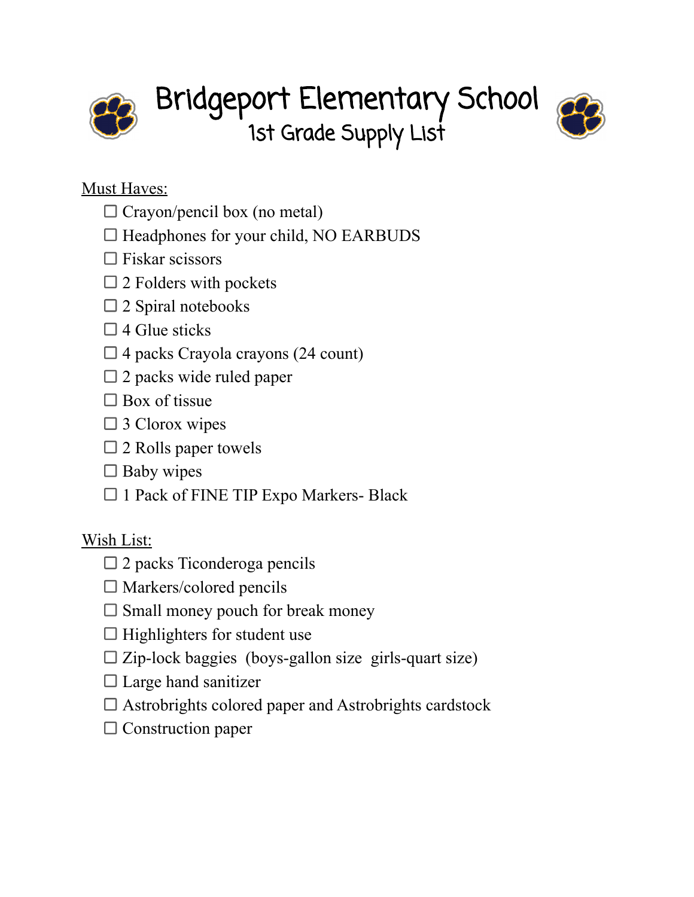# Bridgeport Elementary School

## 1st Grade Supply List

Must Haves:

- ☐ Crayon/pencil box (no metal)
- ☐ Headphones for your child, NO EARBUDS
- ☐ Fiskar scissors
- ☐ 2 Folders with pockets
- ☐ 2 Spiral notebooks
- ☐ 4 Glue sticks
- ☐ 4 packs Crayola crayons (24 count)
- ☐ 2 packs wide ruled paper
- ☐ Box of tissue
- ☐ 3 Clorox wipes
- ☐ 2 Rolls paper towels
- ☐ Baby wipes
- ☐ 1 Pack of FINE TIP Expo Markers- Black

Wish List:

- ☐ 2 packs Ticonderoga pencils
- ☐ Markers/colored pencils
- ☐ Small money pouch for break money
- ☐ Highlighters for student use
- ☐ Zip-lock baggies (boys-gallon size girls-quart size)
- ☐ Large hand sanitizer
- ☐ Astrobrights colored paper and Astrobrights cardstock
- ☐ Construction paper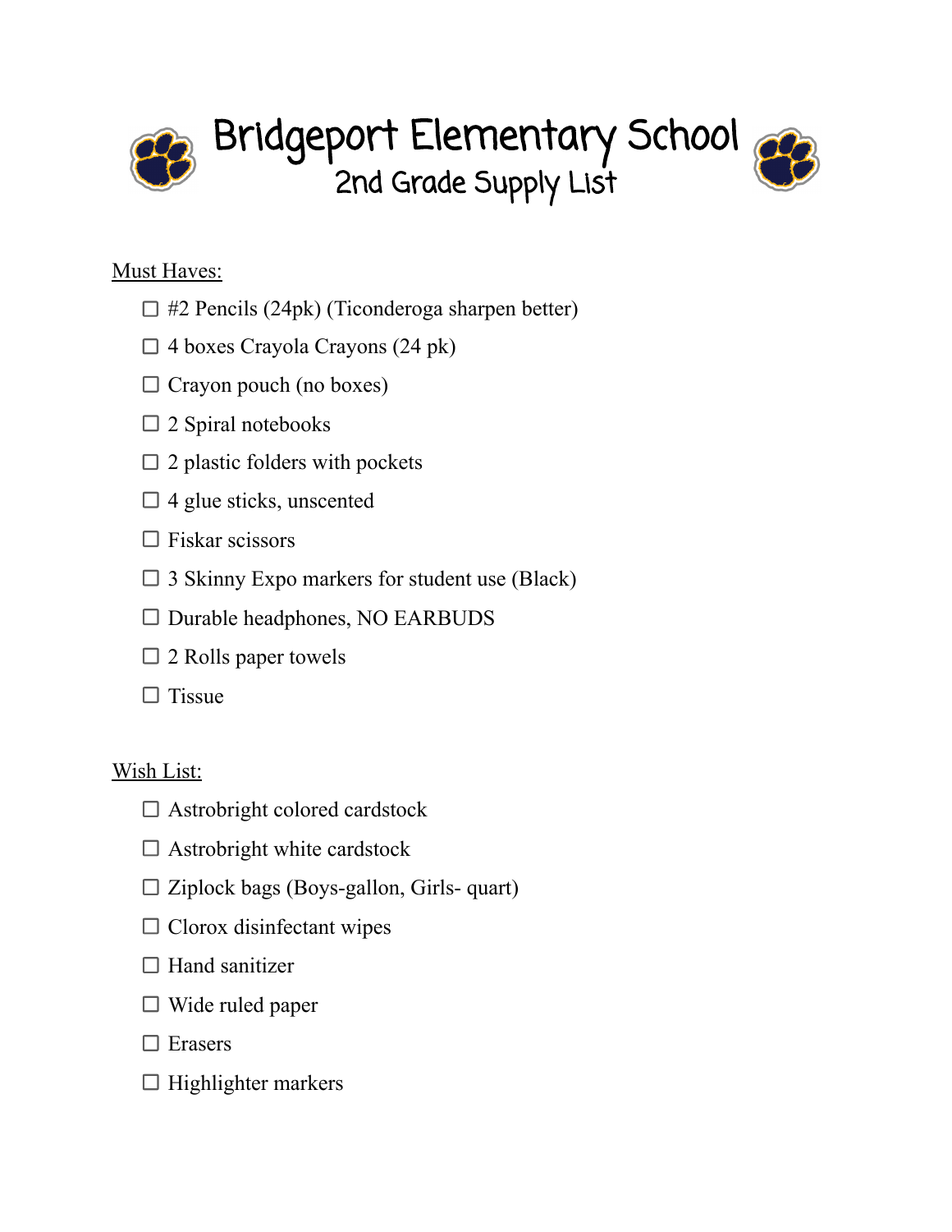# Bridgeport Elementary School

## 2nd Grade Supply List

Must Haves:

- ☐ #2 Pencils (24pk) (Ticonderoga sharpen better)
- ☐ 4 boxes Crayola Crayons (24 pk)
- ☐ Crayon pouch (no boxes)
- ☐ 2 Spiral notebooks
- ☐ 2 plastic folders with pockets
- ☐ 4 glue sticks, unscented
- ☐ Fiskar scissors
- ☐ 3 Skinny Expo markers for student use (Black)
- ☐ Durable headphones, NO EARBUDS
- ☐ 2 Rolls paper towels
- ☐ Tissue

Wish List:

- ☐ Astrobright colored cardstock
- ☐ Astrobright white cardstock
- ☐ Ziplock bags (Boys-gallon, Girls- quart)
- ☐ Clorox disinfectant wipes
- ☐ Hand sanitizer
- ☐ Wide ruled paper
- ☐ Erasers
- ☐ Highlighter markers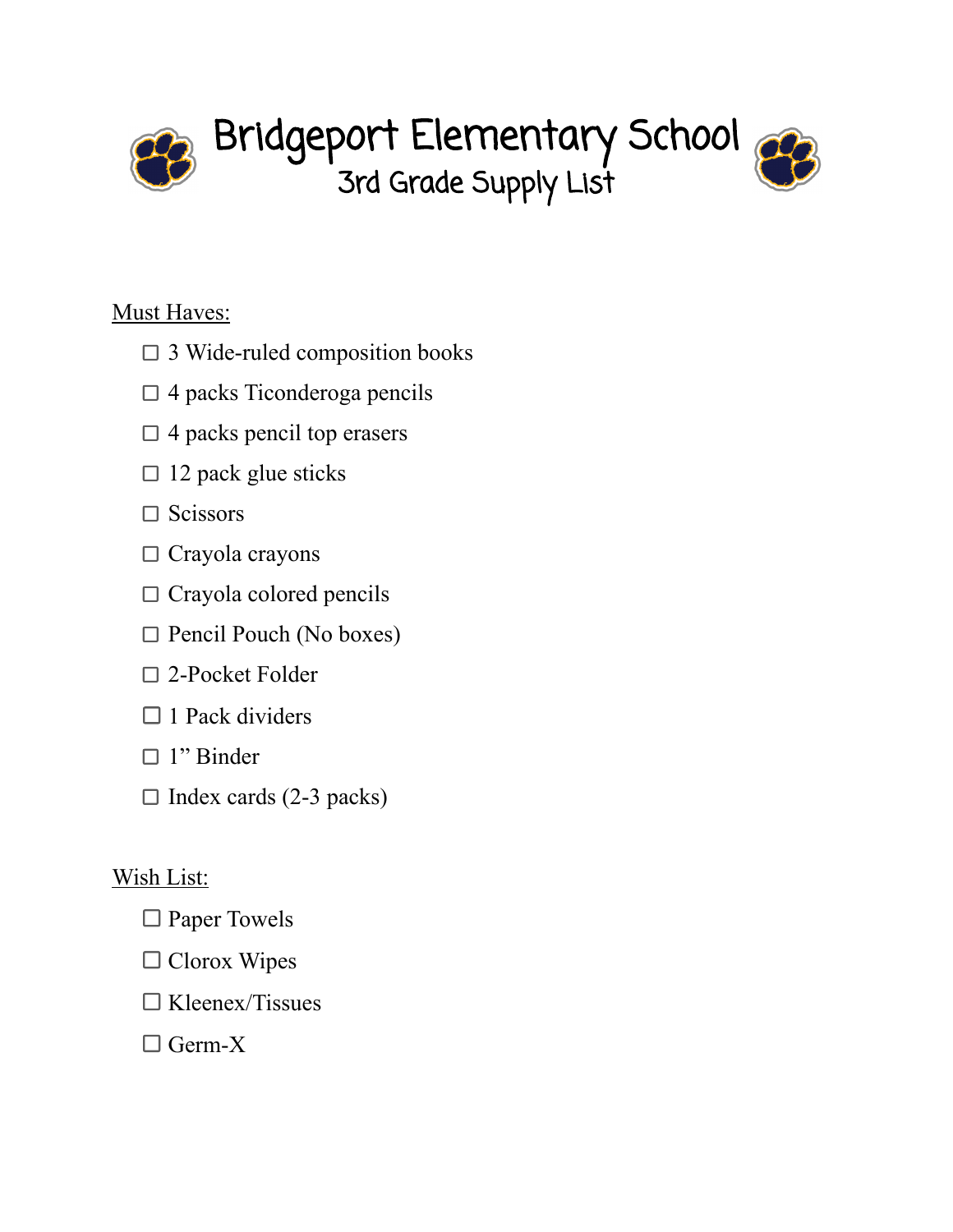# Bridgeport Elementary School

## 3rd Grade Supply List

<u>Must Haves:</u>

- ☐ 3 Wide-ruled composition books
- ☐ 4 packs Ticonderoga pencils
- ☐ 4 packs pencil top erasers
- ☐ 12 pack glue sticks
- ☐ Scissors
- ☐ Crayola crayons
- ☐ Crayola colored pencils
- ☐ Pencil Pouch (No boxes)
- ☐ 2-Pocket Folder
- ☐ 1 Pack dividers
- ☐ 1” Binder
- ☐ Index cards (2-3 packs)

<u>Wish List:</u>

- ☐ Paper Towels
- ☐ Clorox Wipes
- ☐ Kleenex/Tissues
- ☐ Germ-X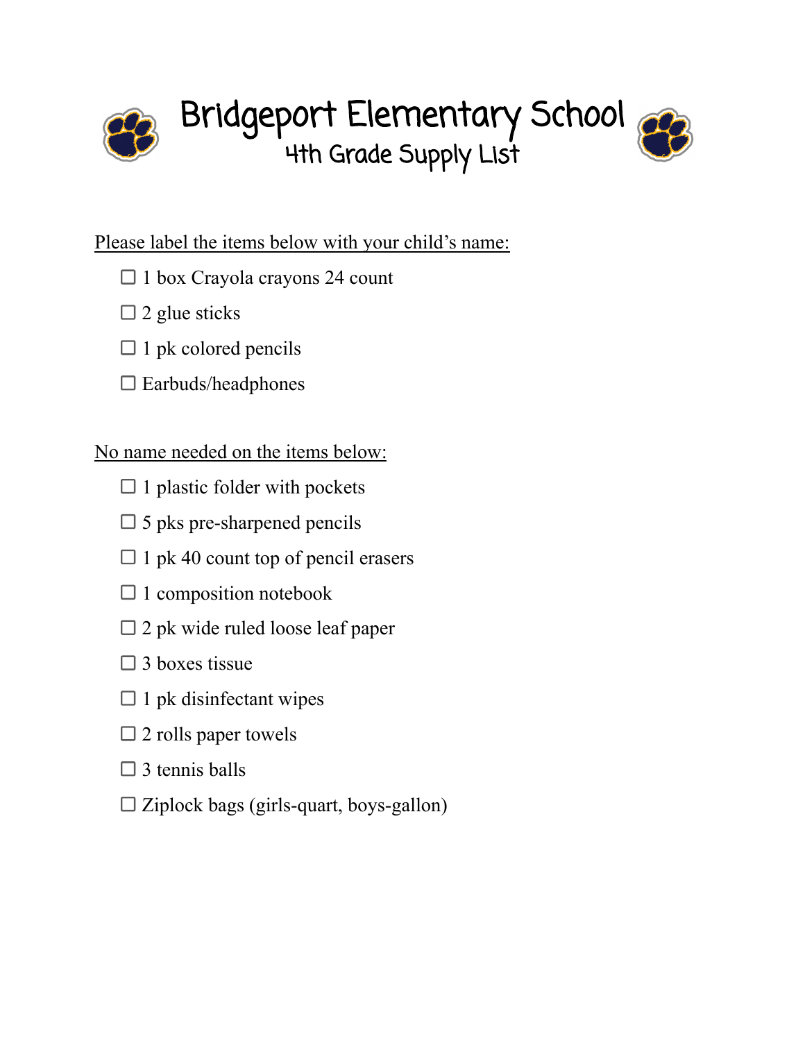# Bridgeport Elementary School

## 4th Grade Supply List

<u>Please label the items below with your child's name:</u>

- ☐ 1 box Crayola crayons 24 count
- ☐ 2 glue sticks
- ☐ 1 pk colored pencils
- ☐ Earbuds/headphones

<u>No name needed on the items below:</u>

- ☐ 1 plastic folder with pockets
- ☐ 5 pks pre-sharpened pencils
- ☐ 1 pk 40 count top of pencil erasers
- ☐ 1 composition notebook
- ☐ 2 pk wide ruled loose leaf paper
- ☐ 3 boxes tissue
- ☐ 1 pk disinfectant wipes
- ☐ 2 rolls paper towels
- ☐ 3 tennis balls
- ☐ Ziplock bags (girls-quart, boys-gallon)